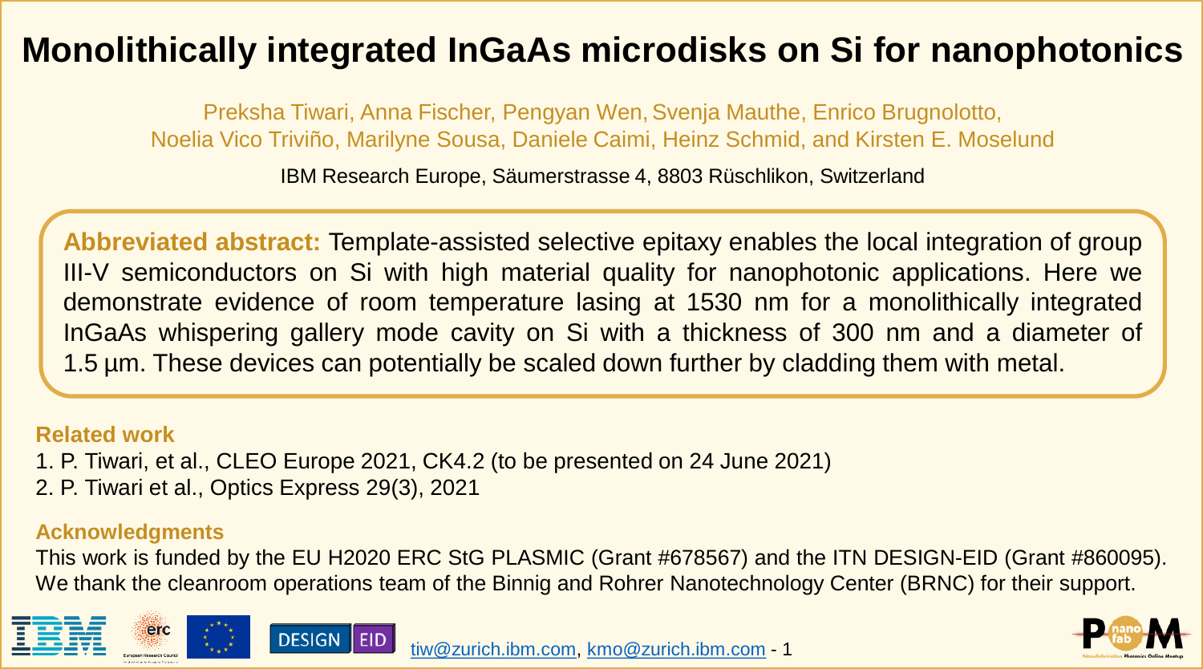# Monolithically integrated InGaAs microdisks on Si for nanophotonics

Preksha Tiwari, Anna Fischer, Pengyan Wen, Svenja Mauthe, Enrico Brugnolotto, Noelia Vico Triviño, Marilyne Sousa, Daniele Caimi, Heinz Schmid, and Kirsten E. Moselund

IBM Research Europe, Säumerstrasse 4, 8803 Rüschlikon, Switzerland

**Abbreviated abstract:** Template-assisted selective epitaxy enables the local integration of group III-V semiconductors on Si with high material quality for nanophotonic applications. Here we demonstrate evidence of room temperature lasing at 1530 nm for a monolithically integrated InGaAs whispering gallery mode cavity on Si with a thickness of 300 nm and a diameter of 1.5 µm. These devices can potentially be scaled down further by cladding them with metal.

### Related work

1. P. Tiwari, et al., CLEO Europe 2021, CK4.2 (to be presented on 24 June 2021)
2. P. Tiwari et al., Optics Express 29(3), 2021

### Acknowledgments

This work is funded by the EU H2020 ERC StG PLASMIC (Grant #678567) and the ITN DESIGN-EID (Grant #860095). We thank the cleanroom operations team of the Binnig and Rohrer Nanotechnology Center (BRNC) for their support.

tiw@zurich.ibm.com, kmo@zurich.ibm.com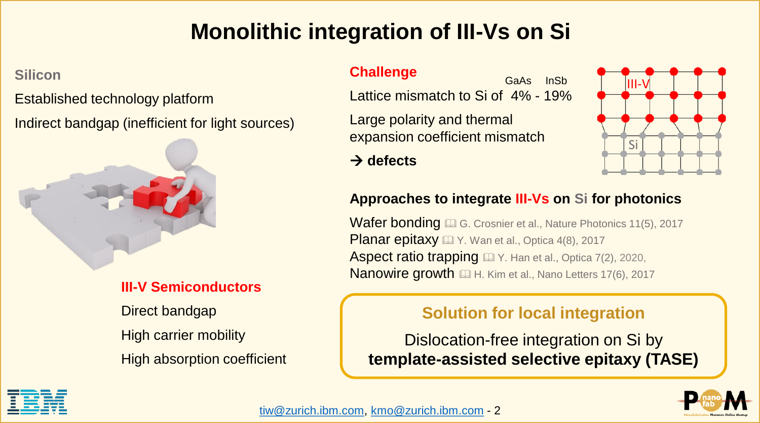# Monolithic integration of III-Vs on Si

**Silicon**

Established technology platform

Indirect bandgap (inefficient for light sources)

**III-V Semiconductors**

Direct bandgap

High carrier mobility

High absorption coefficient

**Challenge**

Lattice mismatch to Si of 4% (GaAs) - 19% (InSb)

Large polarity and thermal expansion coefficient mismatch

→ **defects**

**Approaches to integrate III-Vs on Si for photonics**

Wafer bonding 🕮 G. Crosnier et al., Nature Photonics 11(5), 2017

Planar epitaxy 🕮 Y. Wan et al., Optica 4(8), 2017

Aspect ratio trapping 🕮 Y. Han et al., Optica 7(2), 2020,

Nanowire growth 🕮 H. Kim et al., Nano Letters 17(6), 2017

**Solution for local integration**

Dislocation-free integration on Si by **template-assisted selective epitaxy (TASE)**

tiw@zurich.ibm.com, kmo@zurich.ibm.com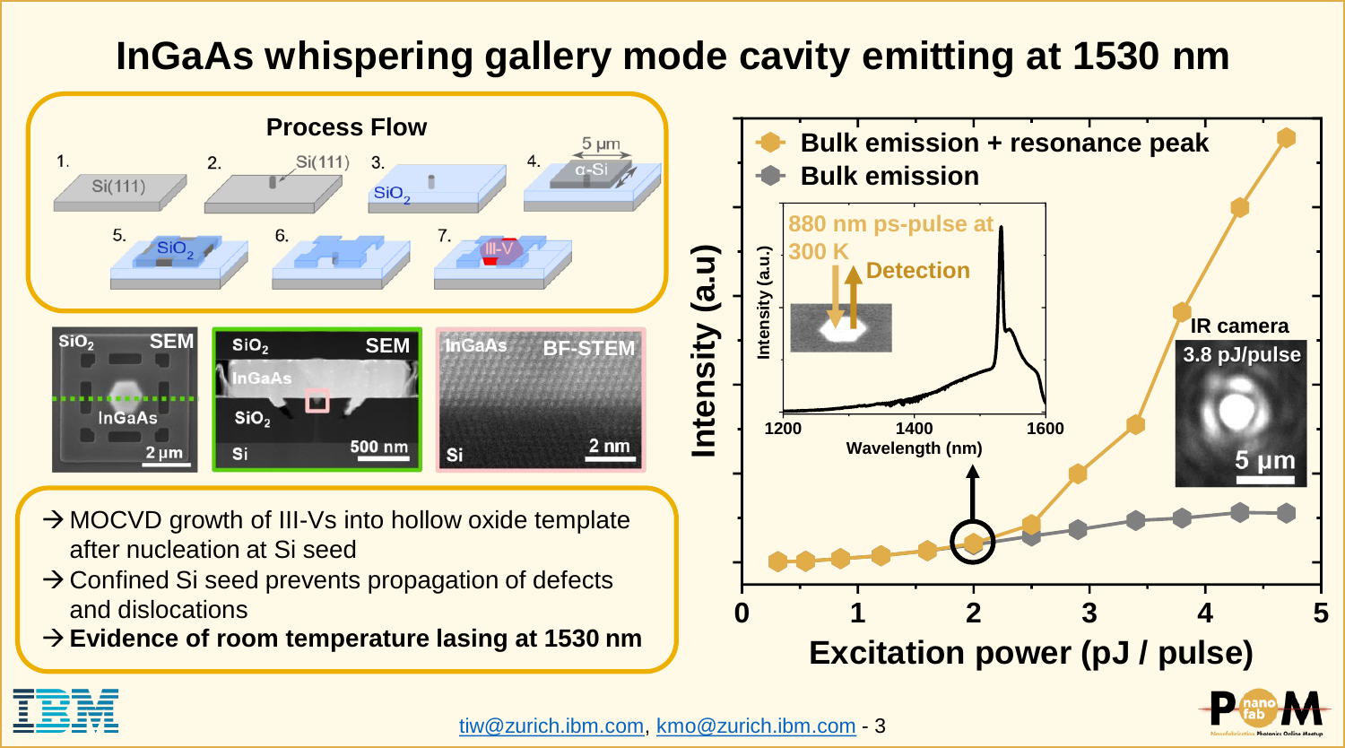# InGaAs whispering gallery mode cavity emitting at 1530 nm

**Process Flow**

1. Si(111)
2. Si(111)
3. $SiO_2$
4. α-Si, 5 µm
5. $SiO_2$
6.
7. III-V

SEM: $SiO_2$, InGaAs, 2 µm

SEM: $SiO_2$, InGaAs, $SiO_2$, Si, 500 nm

BF-STEM: InGaAs, Si, 2 nm

- → MOCVD growth of III-Vs into hollow oxide template after nucleation at Si seed
- → Confined Si seed prevents propagation of defects and dislocations
- → **Evidence of room temperature lasing at 1530 nm**

Legend: Bulk emission + resonance peak; Bulk emission

Intensity (a.u) vs. Excitation power (pJ / pulse), 0–5

Inset: 880 nm ps-pulse at 300 K; Detection; Intensity (a.u.) vs. Wavelength (nm), 1200–1600

IR camera: 3.8 pJ/pulse, 5 µm

tiw@zurich.ibm.com, kmo@zurich.ibm.com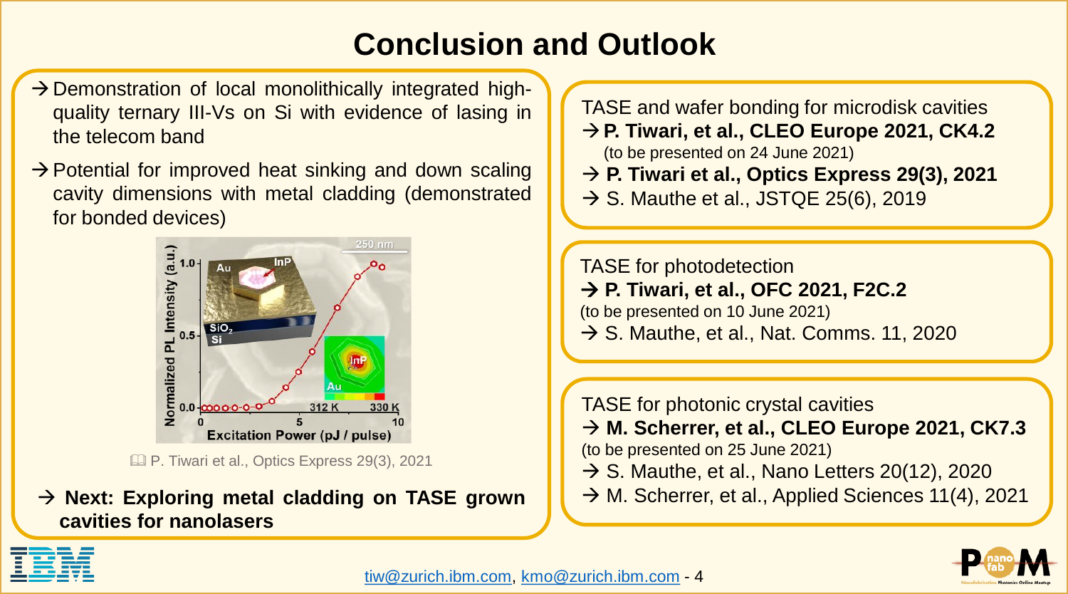# Conclusion and Outlook

→ Demonstration of local monolithically integrated high-quality ternary III-Vs on Si with evidence of lasing in the telecom band

→ Potential for improved heat sinking and down scaling cavity dimensions with metal cladding (demonstrated for bonded devices)

Normalized PL Intensity (a.u.)
1.0
0.5
0.0
0
5
10
Excitation Power (pJ / pulse)
250 nm
Au
InP
$SiO_2$
Si
InP
Au
312 K
330 K

P. Tiwari et al., Optics Express 29(3), 2021

→ **Next: Exploring metal cladding on TASE grown cavities for nanolasers**

TASE and wafer bonding for microdisk cavities

→ **P. Tiwari, et al., CLEO Europe 2021, CK4.2** (to be presented on 24 June 2021)

→ **P. Tiwari et al., Optics Express 29(3), 2021**

→ S. Mauthe et al., JSTQE 25(6), 2019

TASE for photodetection

→ **P. Tiwari, et al., OFC 2021, F2C.2** (to be presented on 10 June 2021)

→ S. Mauthe, et al., Nat. Comms. 11, 2020

TASE for photonic crystal cavities

→ **M. Scherrer, et al., CLEO Europe 2021, CK7.3** (to be presented on 25 June 2021)

→ S. Mauthe, et al., Nano Letters 20(12), 2020

→ M. Scherrer, et al., Applied Sciences 11(4), 2021

tiw@zurich.ibm.com, kmo@zurich.ibm.com